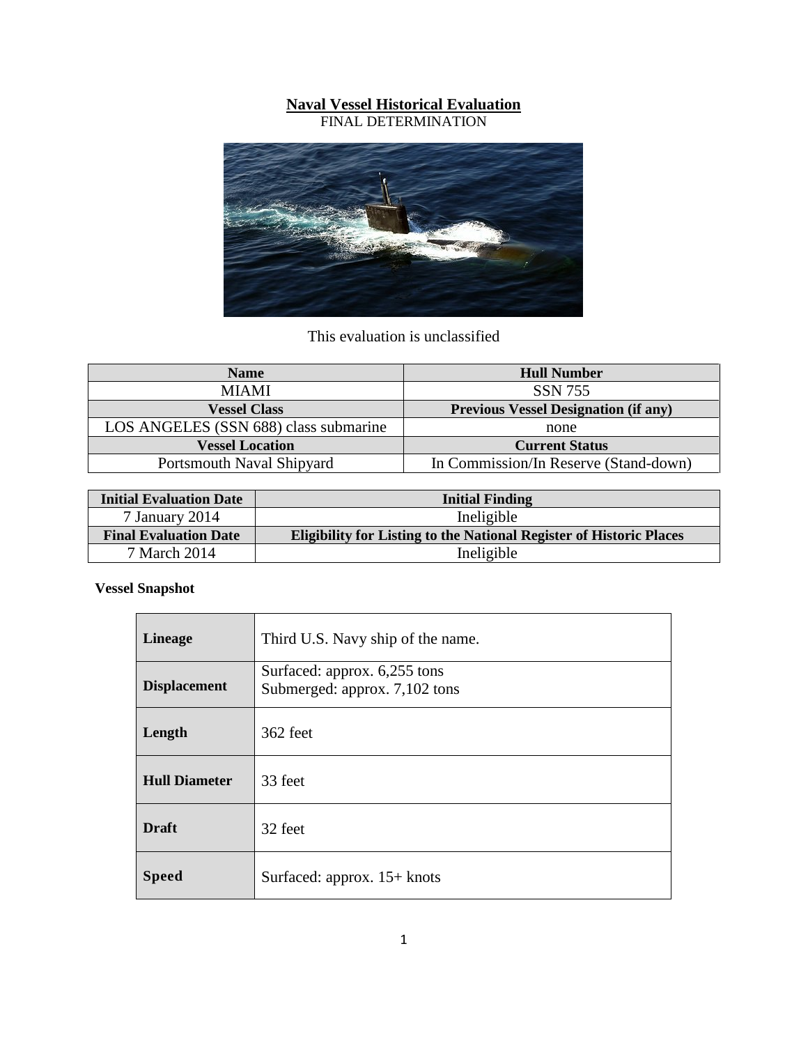# Naval Vessel Historical Evaluation

FINAL DETERMINATION

This evaluation is unclassified

| Name | Hull Number |
|---|---|
| MIAMI | SSN 755 |
| **Vessel Class** | **Previous Vessel Designation (if any)** |
| LOS ANGELES (SSN 688) class submarine | none |
| **Vessel Location** | **Current Status** |
| Portsmouth Naval Shipyard | In Commission/In Reserve (Stand-down) |

| Initial Evaluation Date | Initial Finding |
|---|---|
| 7 January 2014 | Ineligible |
| **Final Evaluation Date** | **Eligibility for Listing to the National Register of Historic Places** |
| 7 March 2014 | Ineligible |

**Vessel Snapshot**

| | |
|---|---|
| **Lineage** | Third U.S. Navy ship of the name. |
| **Displacement** | Surfaced: approx. 6,255 tons<br>Submerged: approx. 7,102 tons |
| **Length** | 362 feet |
| **Hull Diameter** | 33 feet |
| **Draft** | 32 feet |
| **Speed** | Surfaced: approx. 15+ knots |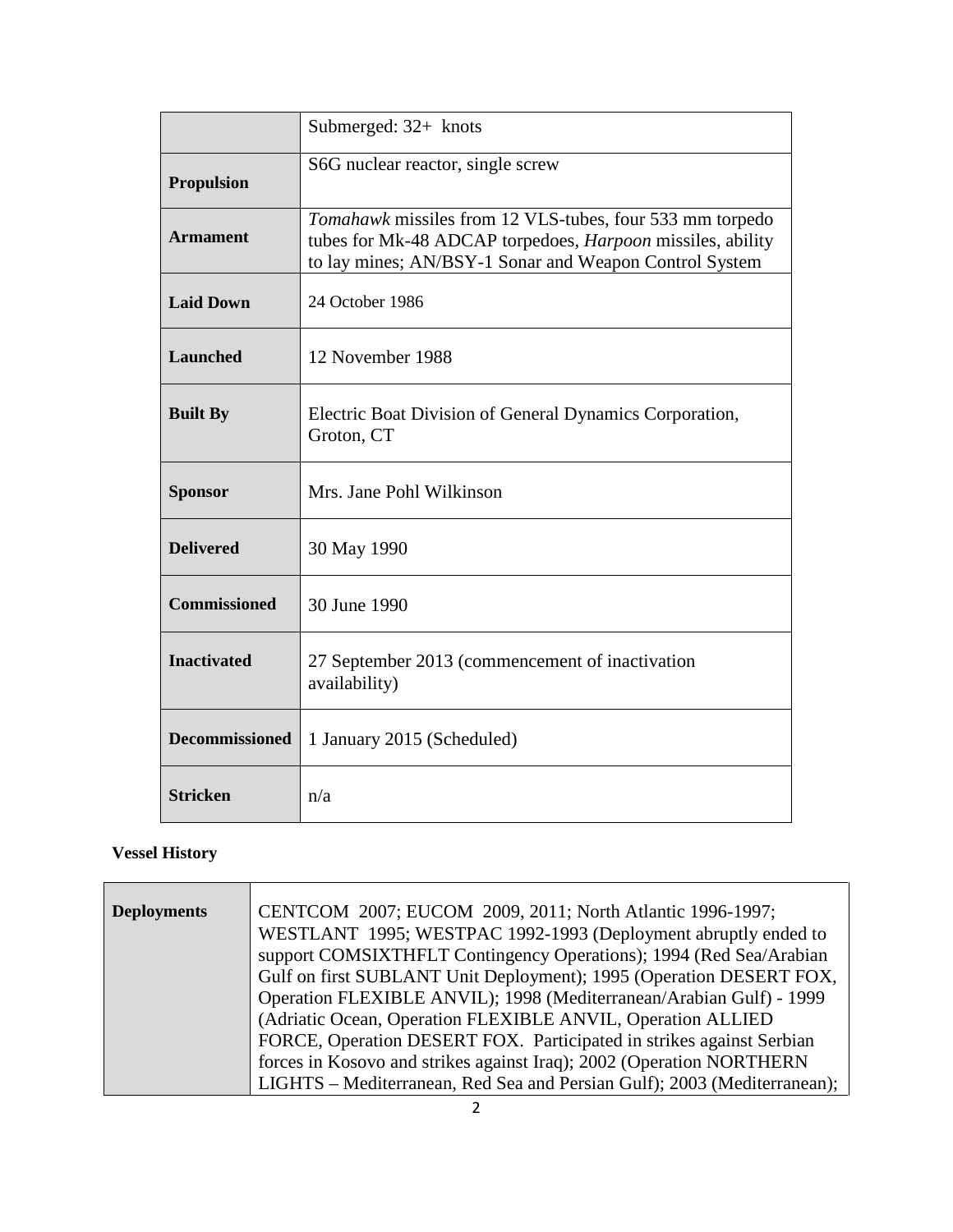| | |
|---|---|
| | Submerged: 32+ knots |
| **Propulsion** | S6G nuclear reactor, single screw |
| **Armament** | *Tomahawk* missiles from 12 VLS-tubes, four 533 mm torpedo tubes for Mk-48 ADCAP torpedoes, *Harpoon* missiles, ability to lay mines; AN/BSY-1 Sonar and Weapon Control System |
| **Laid Down** | 24 October 1986 |
| **Launched** | 12 November 1988 |
| **Built By** | Electric Boat Division of General Dynamics Corporation, Groton, CT |
| **Sponsor** | Mrs. Jane Pohl Wilkinson |
| **Delivered** | 30 May 1990 |
| **Commissioned** | 30 June 1990 |
| **Inactivated** | 27 September 2013 (commencement of inactivation availability) |
| **Decommissioned** | 1 January 2015 (Scheduled) |
| **Stricken** | n/a |

**Vessel History**

| | |
|---|---|
| **Deployments** | CENTCOM 2007; EUCOM 2009, 2011; North Atlantic 1996-1997; WESTLANT 1995; WESTPAC 1992-1993 (Deployment abruptly ended to support COMSIXTHFLT Contingency Operations); 1994 (Red Sea/Arabian Gulf on first SUBLANT Unit Deployment); 1995 (Operation DESERT FOX, Operation FLEXIBLE ANVIL); 1998 (Mediterranean/Arabian Gulf) - 1999 (Adriatic Ocean, Operation FLEXIBLE ANVIL, Operation ALLIED FORCE, Operation DESERT FOX. Participated in strikes against Serbian forces in Kosovo and strikes against Iraq); 2002 (Operation NORTHERN LIGHTS – Mediterranean, Red Sea and Persian Gulf); 2003 (Mediterranean); |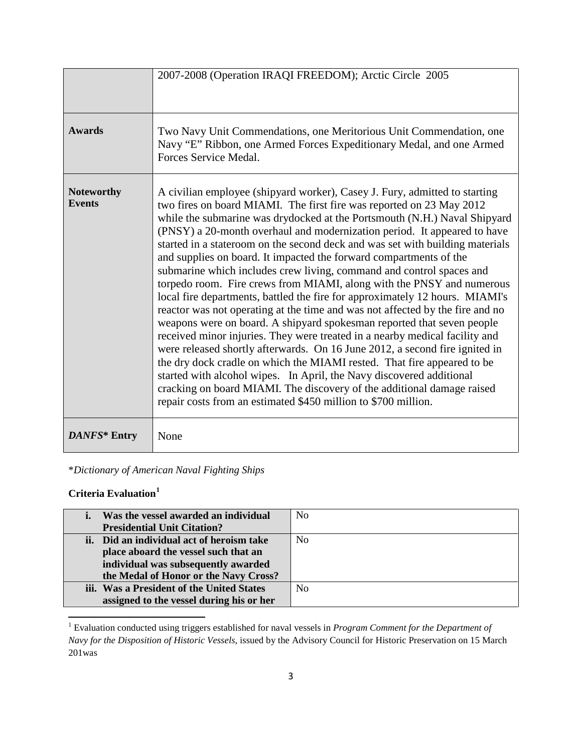| | |
|---|---|
| | 2007-2008 (Operation IRAQI FREEDOM); Arctic Circle 2005 |
| **Awards** | Two Navy Unit Commendations, one Meritorious Unit Commendation, one Navy "E" Ribbon, one Armed Forces Expeditionary Medal, and one Armed Forces Service Medal. |
| **Noteworthy Events** | A civilian employee (shipyard worker), Casey J. Fury, admitted to starting two fires on board MIAMI. The first fire was reported on 23 May 2012 while the submarine was drydocked at the Portsmouth (N.H.) Naval Shipyard (PNSY) a 20-month overhaul and modernization period. It appeared to have started in a stateroom on the second deck and was set with building materials and supplies on board. It impacted the forward compartments of the submarine which includes crew living, command and control spaces and torpedo room. Fire crews from MIAMI, along with the PNSY and numerous local fire departments, battled the fire for approximately 12 hours. MIAMI's reactor was not operating at the time and was not affected by the fire and no weapons were on board. A shipyard spokesman reported that seven people received minor injuries. They were treated in a nearby medical facility and were released shortly afterwards. On 16 June 2012, a second fire ignited in the dry dock cradle on which the MIAMI rested. That fire appeared to be started with alcohol wipes. In April, the Navy discovered additional cracking on board MIAMI. The discovery of the additional damage raised repair costs from an estimated $450 million to $700 million. |
| ***DANFS\** Entry*** | None |

\**Dictionary of American Naval Fighting Ships*

**Criteria Evaluation**[1]

| | |
|---|---|
| **i. Was the vessel awarded an individual Presidential Unit Citation?** | No |
| **ii. Did an individual act of heroism take place aboard the vessel such that an individual was subsequently awarded the Medal of Honor or the Navy Cross?** | No |
| **iii. Was a President of the United States assigned to the vessel during his or her** | No |

[1] Evaluation conducted using triggers established for naval vessels in *Program Comment for the Department of Navy for the Disposition of Historic Vessels*, issued by the Advisory Council for Historic Preservation on 15 March 201was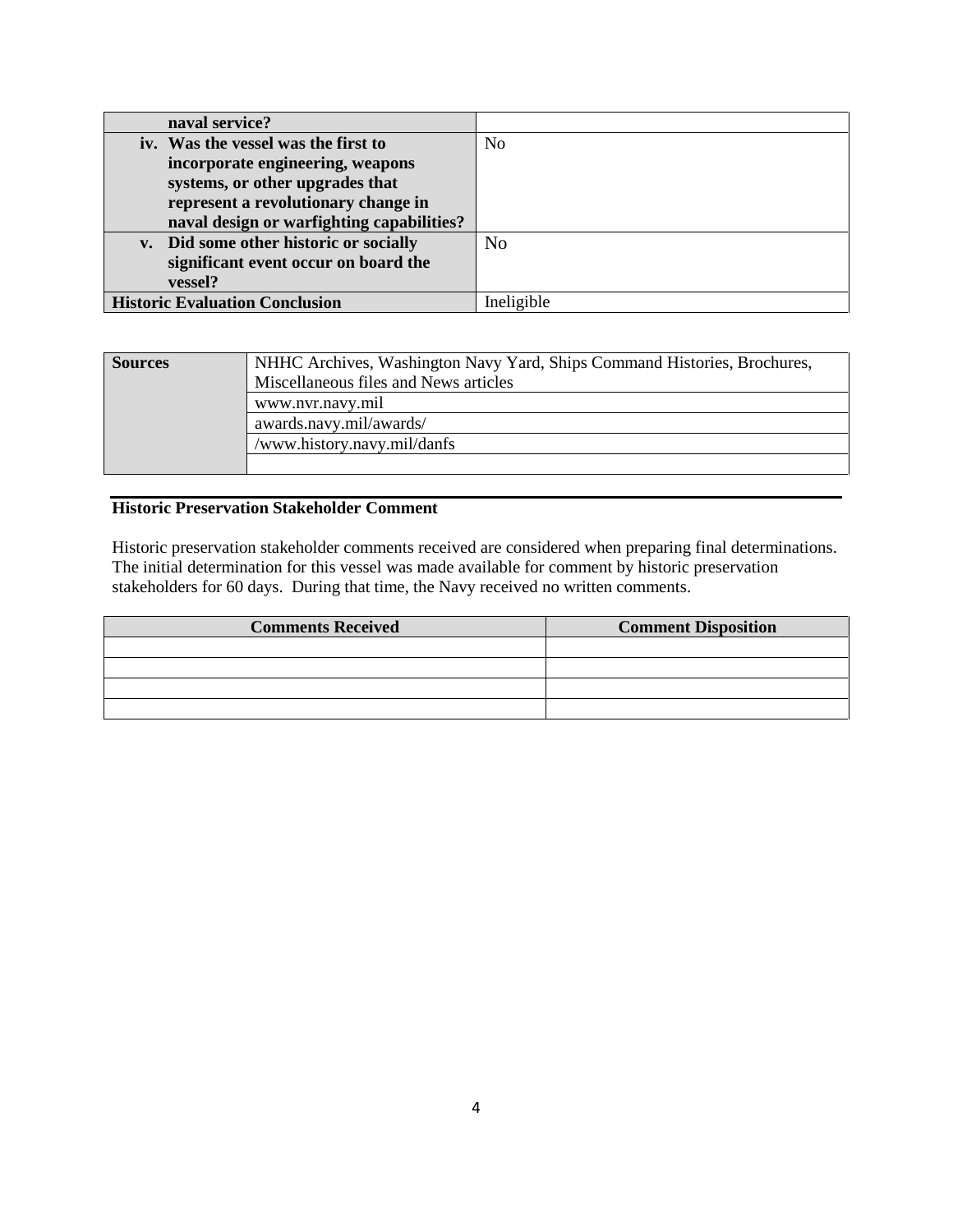| | |
|---|---|
| **naval service?** | |
| **iv. Was the vessel was the first to incorporate engineering, weapons systems, or other upgrades that represent a revolutionary change in naval design or warfighting capabilities?** | No |
| **v. Did some other historic or socially significant event occur on board the vessel?** | No |
| **Historic Evaluation Conclusion** | Ineligible |

| | |
|---|---|
| **Sources** | NHHC Archives, Washington Navy Yard, Ships Command Histories, Brochures, Miscellaneous files and News articles |
| | www.nvr.navy.mil |
| | awards.navy.mil/awards/ |
| | /www.history.navy.mil/danfs |
| | |

## Historic Preservation Stakeholder Comment

Historic preservation stakeholder comments received are considered when preparing final determinations. The initial determination for this vessel was made available for comment by historic preservation stakeholders for 60 days. During that time, the Navy received no written comments.

| Comments Received | Comment Disposition |
|---|---|
| | |
| | |
| | |
| | |